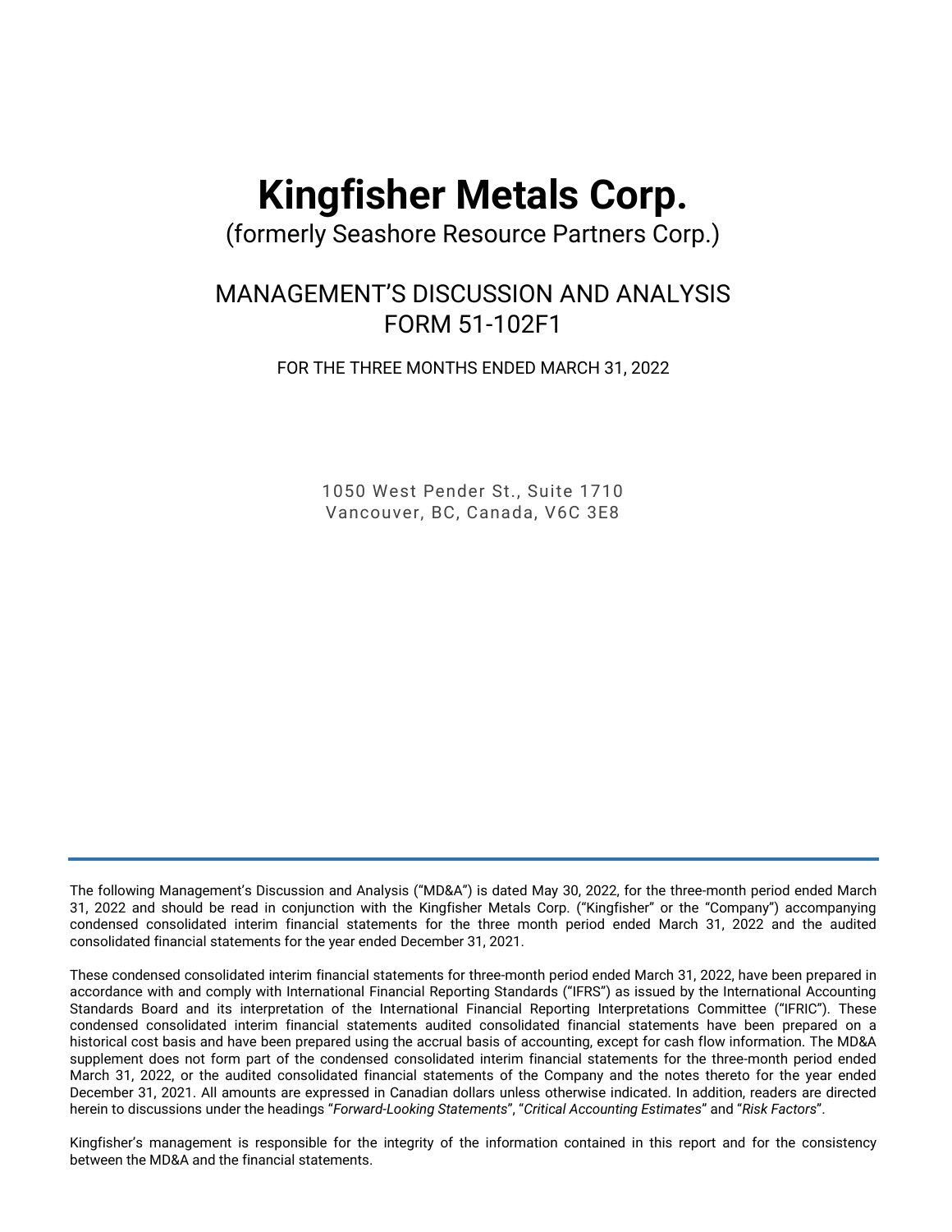# Kingfisher Metals Corp.

(formerly Seashore Resource Partners Corp.)

## MANAGEMENT'S DISCUSSION AND ANALYSIS
## FORM 51-102F1

FOR THE THREE MONTHS ENDED MARCH 31, 2022

1050 West Pender St., Suite 1710
Vancouver, BC, Canada, V6C 3E8

---

The following Management's Discussion and Analysis ("MD&A") is dated May 30, 2022, for the three-month period ended March 31, 2022 and should be read in conjunction with the Kingfisher Metals Corp. ("Kingfisher" or the "Company") accompanying condensed consolidated interim financial statements for the three month period ended March 31, 2022 and the audited consolidated financial statements for the year ended December 31, 2021.

These condensed consolidated interim financial statements for three-month period ended March 31, 2022, have been prepared in accordance with and comply with International Financial Reporting Standards ("IFRS") as issued by the International Accounting Standards Board and its interpretation of the International Financial Reporting Interpretations Committee ("IFRIC"). These condensed consolidated interim financial statements audited consolidated financial statements have been prepared on a historical cost basis and have been prepared using the accrual basis of accounting, except for cash flow information. The MD&A supplement does not form part of the condensed consolidated interim financial statements for the three-month period ended March 31, 2022, or the audited consolidated financial statements of the Company and the notes thereto for the year ended December 31, 2021. All amounts are expressed in Canadian dollars unless otherwise indicated. In addition, readers are directed herein to discussions under the headings "*Forward-Looking Statements*", "*Critical Accounting Estimates*" and "*Risk Factors*".

Kingfisher's management is responsible for the integrity of the information contained in this report and for the consistency between the MD&A and the financial statements.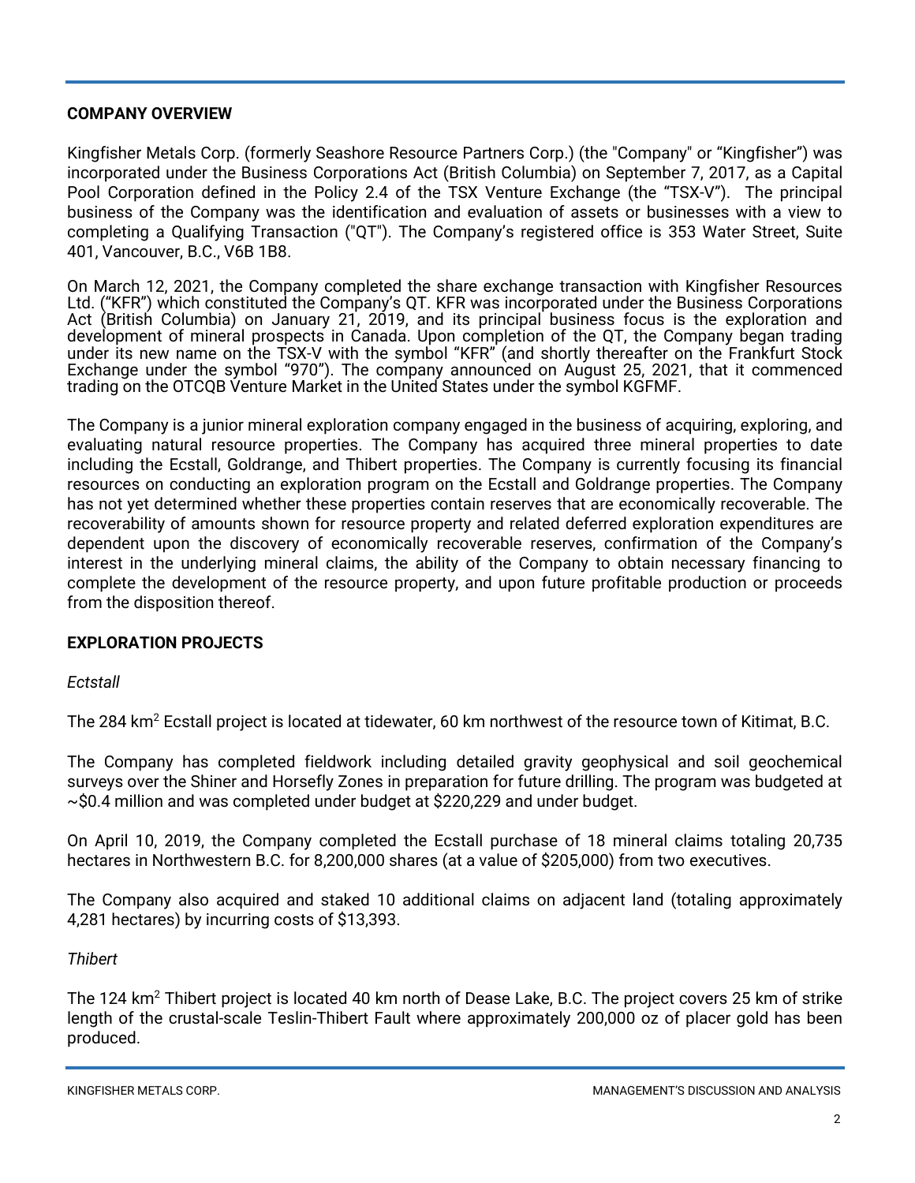## COMPANY OVERVIEW

Kingfisher Metals Corp. (formerly Seashore Resource Partners Corp.) (the "Company" or "Kingfisher") was incorporated under the Business Corporations Act (British Columbia) on September 7, 2017, as a Capital Pool Corporation defined in the Policy 2.4 of the TSX Venture Exchange (the "TSX-V"). The principal business of the Company was the identification and evaluation of assets or businesses with a view to completing a Qualifying Transaction ("QT"). The Company's registered office is 353 Water Street, Suite 401, Vancouver, B.C., V6B 1B8.

On March 12, 2021, the Company completed the share exchange transaction with Kingfisher Resources Ltd. ("KFR") which constituted the Company's QT. KFR was incorporated under the Business Corporations Act (British Columbia) on January 21, 2019, and its principal business focus is the exploration and development of mineral prospects in Canada. Upon completion of the QT, the Company began trading under its new name on the TSX-V with the symbol "KFR" (and shortly thereafter on the Frankfurt Stock Exchange under the symbol "970"). The company announced on August 25, 2021, that it commenced trading on the OTCQB Venture Market in the United States under the symbol KGFMF.

The Company is a junior mineral exploration company engaged in the business of acquiring, exploring, and evaluating natural resource properties. The Company has acquired three mineral properties to date including the Ecstall, Goldrange, and Thibert properties. The Company is currently focusing its financial resources on conducting an exploration program on the Ecstall and Goldrange properties. The Company has not yet determined whether these properties contain reserves that are economically recoverable. The recoverability of amounts shown for resource property and related deferred exploration expenditures are dependent upon the discovery of economically recoverable reserves, confirmation of the Company's interest in the underlying mineral claims, the ability of the Company to obtain necessary financing to complete the development of the resource property, and upon future profitable production or proceeds from the disposition thereof.

## EXPLORATION PROJECTS

*Ectstall*

The 284 km$^2$ Ecstall project is located at tidewater, 60 km northwest of the resource town of Kitimat, B.C.

The Company has completed fieldwork including detailed gravity geophysical and soil geochemical surveys over the Shiner and Horsefly Zones in preparation for future drilling. The program was budgeted at ~$0.4 million and was completed under budget at $220,229 and under budget.

On April 10, 2019, the Company completed the Ecstall purchase of 18 mineral claims totaling 20,735 hectares in Northwestern B.C. for 8,200,000 shares (at a value of $205,000) from two executives.

The Company also acquired and staked 10 additional claims on adjacent land (totaling approximately 4,281 hectares) by incurring costs of $13,393.

*Thibert*

The 124 km$^2$ Thibert project is located 40 km north of Dease Lake, B.C. The project covers 25 km of strike length of the crustal-scale Teslin-Thibert Fault where approximately 200,000 oz of placer gold has been produced.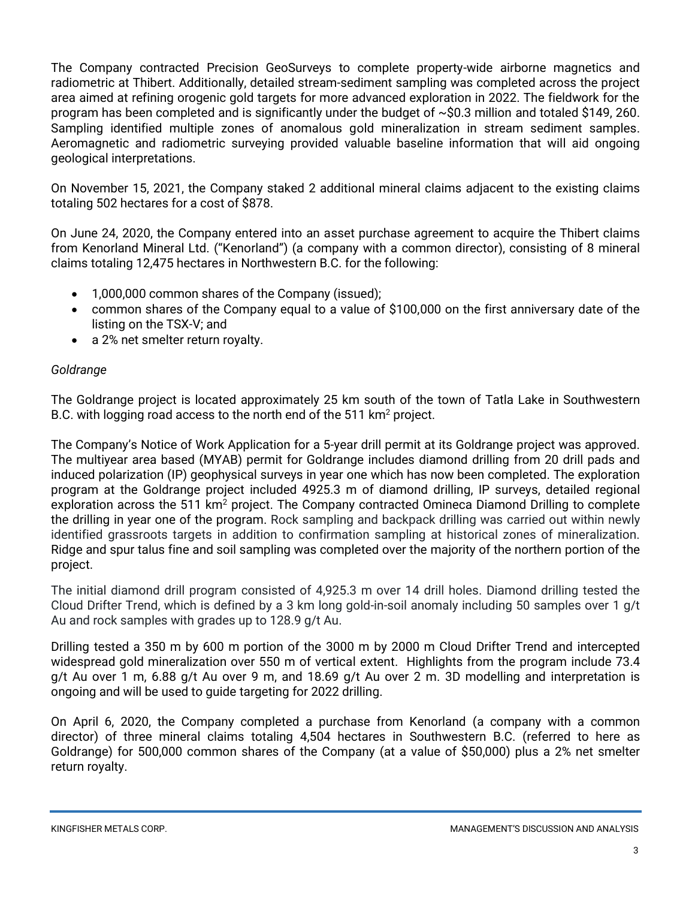The Company contracted Precision GeoSurveys to complete property-wide airborne magnetics and radiometric at Thibert. Additionally, detailed stream-sediment sampling was completed across the project area aimed at refining orogenic gold targets for more advanced exploration in 2022. The fieldwork for the program has been completed and is significantly under the budget of ~$0.3 million and totaled $149, 260. Sampling identified multiple zones of anomalous gold mineralization in stream sediment samples. Aeromagnetic and radiometric surveying provided valuable baseline information that will aid ongoing geological interpretations.

On November 15, 2021, the Company staked 2 additional mineral claims adjacent to the existing claims totaling 502 hectares for a cost of $878.

On June 24, 2020, the Company entered into an asset purchase agreement to acquire the Thibert claims from Kenorland Mineral Ltd. ("Kenorland") (a company with a common director), consisting of 8 mineral claims totaling 12,475 hectares in Northwestern B.C. for the following:

- 1,000,000 common shares of the Company (issued);
- common shares of the Company equal to a value of $100,000 on the first anniversary date of the listing on the TSX-V; and
- a 2% net smelter return royalty.

*Goldrange*

The Goldrange project is located approximately 25 km south of the town of Tatla Lake in Southwestern B.C. with logging road access to the north end of the 511 km$^2$ project.

The Company's Notice of Work Application for a 5-year drill permit at its Goldrange project was approved. The multiyear area based (MYAB) permit for Goldrange includes diamond drilling from 20 drill pads and induced polarization (IP) geophysical surveys in year one which has now been completed. The exploration program at the Goldrange project included 4925.3 m of diamond drilling, IP surveys, detailed regional exploration across the 511 km$^2$ project. The Company contracted Omineca Diamond Drilling to complete the drilling in year one of the program. Rock sampling and backpack drilling was carried out within newly identified grassroots targets in addition to confirmation sampling at historical zones of mineralization. Ridge and spur talus fine and soil sampling was completed over the majority of the northern portion of the project.

The initial diamond drill program consisted of 4,925.3 m over 14 drill holes. Diamond drilling tested the Cloud Drifter Trend, which is defined by a 3 km long gold-in-soil anomaly including 50 samples over 1 g/t Au and rock samples with grades up to 128.9 g/t Au.

Drilling tested a 350 m by 600 m portion of the 3000 m by 2000 m Cloud Drifter Trend and intercepted widespread gold mineralization over 550 m of vertical extent. Highlights from the program include 73.4 g/t Au over 1 m, 6.88 g/t Au over 9 m, and 18.69 g/t Au over 2 m. 3D modelling and interpretation is ongoing and will be used to guide targeting for 2022 drilling.

On April 6, 2020, the Company completed a purchase from Kenorland (a company with a common director) of three mineral claims totaling 4,504 hectares in Southwestern B.C. (referred to here as Goldrange) for 500,000 common shares of the Company (at a value of $50,000) plus a 2% net smelter return royalty.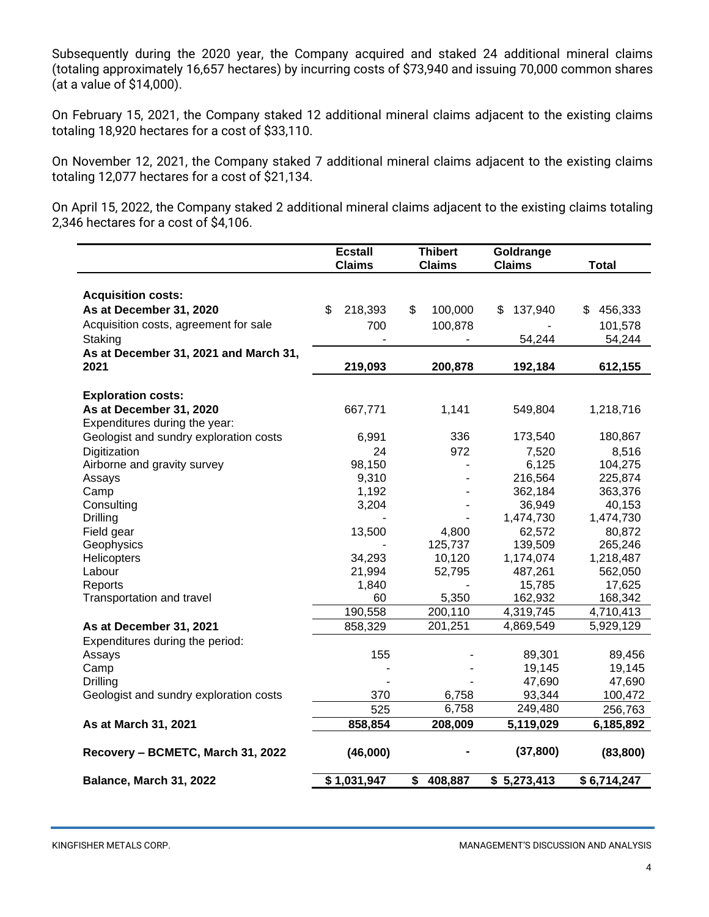Subsequently during the 2020 year, the Company acquired and staked 24 additional mineral claims (totaling approximately 16,657 hectares) by incurring costs of $73,940 and issuing 70,000 common shares (at a value of $14,000).

On February 15, 2021, the Company staked 12 additional mineral claims adjacent to the existing claims totaling 18,920 hectares for a cost of $33,110.

On November 12, 2021, the Company staked 7 additional mineral claims adjacent to the existing claims totaling 12,077 hectares for a cost of $21,134.

On April 15, 2022, the Company staked 2 additional mineral claims adjacent to the existing claims totaling 2,346 hectares for a cost of $4,106.

| | Ecstall Claims | Thibert Claims | Goldrange Claims | Total |
|---|---|---|---|---|
| **Acquisition costs:** | | | | |
| **As at December 31, 2020** | $ 218,393 | $ 100,000 | $ 137,940 | $ 456,333 |
| Acquisition costs, agreement for sale | 700 | 100,878 | - | 101,578 |
| Staking | - | - | 54,244 | 54,244 |
| **As at December 31, 2021 and March 31, 2021** | **219,093** | **200,878** | **192,184** | **612,155** |
| **Exploration costs:** | | | | |
| **As at December 31, 2020** | 667,771 | 1,141 | 549,804 | 1,218,716 |
| Expenditures during the year: | | | | |
| Geologist and sundry exploration costs | 6,991 | 336 | 173,540 | 180,867 |
| Digitization | 24 | 972 | 7,520 | 8,516 |
| Airborne and gravity survey | 98,150 | - | 6,125 | 104,275 |
| Assays | 9,310 | - | 216,564 | 225,874 |
| Camp | 1,192 | - | 362,184 | 363,376 |
| Consulting | 3,204 | - | 36,949 | 40,153 |
| Drilling | - | - | 1,474,730 | 1,474,730 |
| Field gear | 13,500 | 4,800 | 62,572 | 80,872 |
| Geophysics | - | 125,737 | 139,509 | 265,246 |
| Helicopters | 34,293 | 10,120 | 1,174,074 | 1,218,487 |
| Labour | 21,994 | 52,795 | 487,261 | 562,050 |
| Reports | 1,840 | - | 15,785 | 17,625 |
| Transportation and travel | 60 | 5,350 | 162,932 | 168,342 |
| | 190,558 | 200,110 | 4,319,745 | 4,710,413 |
| **As at December 31, 2021** | 858,329 | 201,251 | 4,869,549 | 5,929,129 |
| Expenditures during the period: | | | | |
| Assays | 155 | - | 89,301 | 89,456 |
| Camp | - | - | 19,145 | 19,145 |
| Drilling | - | - | 47,690 | 47,690 |
| Geologist and sundry exploration costs | 370 | 6,758 | 93,344 | 100,472 |
| | 525 | 6,758 | 249,480 | 256,763 |
| **As at March 31, 2021** | **858,854** | **208,009** | **5,119,029** | **6,185,892** |
| **Recovery – BCMETC, March 31, 2022** | **(46,000)** | **-** | **(37,800)** | **(83,800)** |
| **Balance, March 31, 2022** | **$ 1,031,947** | **$ 408,887** | **$ 5,273,413** | **$ 6,714,247** |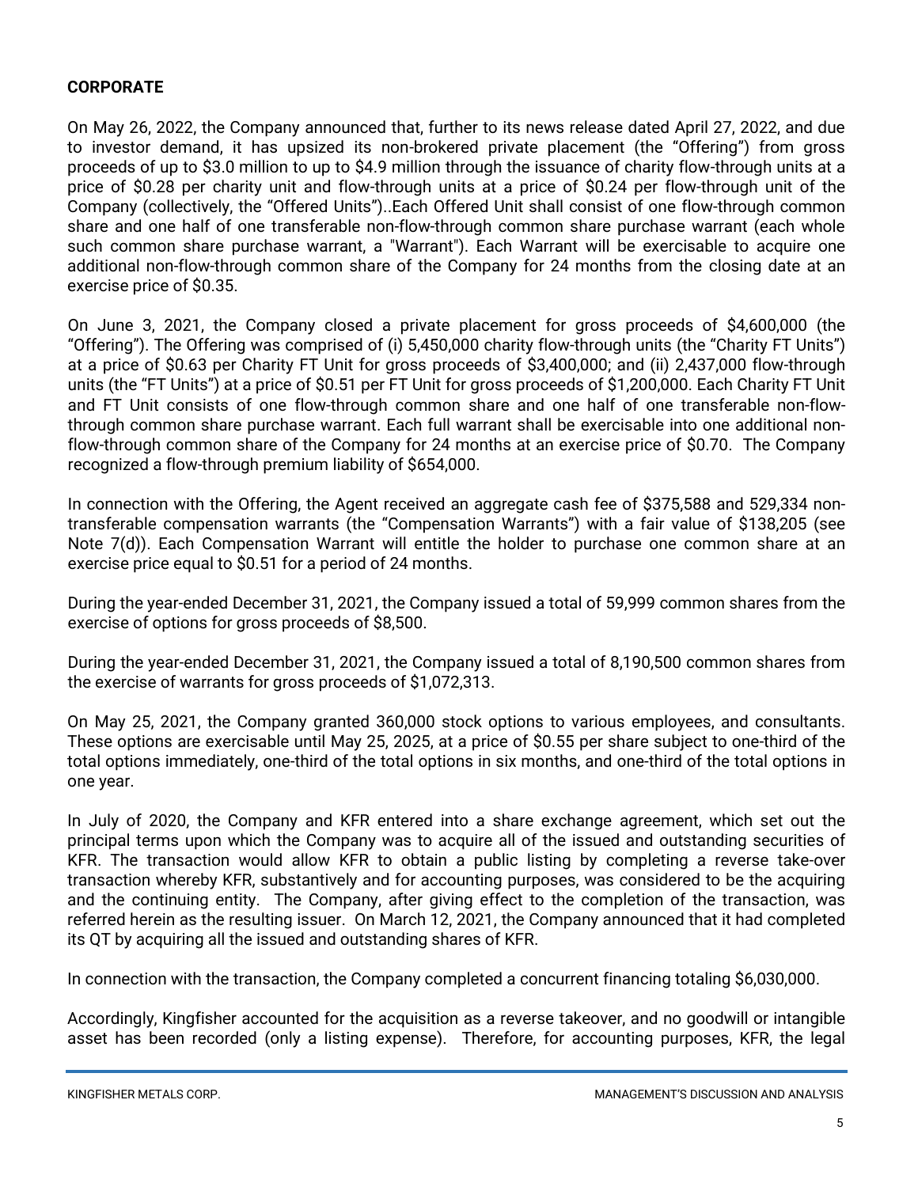**CORPORATE**

On May 26, 2022, the Company announced that, further to its news release dated April 27, 2022, and due to investor demand, it has upsized its non-brokered private placement (the "Offering") from gross proceeds of up to $3.0 million to up to $4.9 million through the issuance of charity flow-through units at a price of $0.28 per charity unit and flow-through units at a price of $0.24 per flow-through unit of the Company (collectively, the "Offered Units")..Each Offered Unit shall consist of one flow-through common share and one half of one transferable non-flow-through common share purchase warrant (each whole such common share purchase warrant, a "Warrant"). Each Warrant will be exercisable to acquire one additional non-flow-through common share of the Company for 24 months from the closing date at an exercise price of $0.35.

On June 3, 2021, the Company closed a private placement for gross proceeds of $4,600,000 (the "Offering"). The Offering was comprised of (i) 5,450,000 charity flow-through units (the "Charity FT Units") at a price of $0.63 per Charity FT Unit for gross proceeds of $3,400,000; and (ii) 2,437,000 flow-through units (the "FT Units") at a price of $0.51 per FT Unit for gross proceeds of $1,200,000. Each Charity FT Unit and FT Unit consists of one flow-through common share and one half of one transferable non-flow-through common share purchase warrant. Each full warrant shall be exercisable into one additional non-flow-through common share of the Company for 24 months at an exercise price of $0.70. The Company recognized a flow-through premium liability of $654,000.

In connection with the Offering, the Agent received an aggregate cash fee of $375,588 and 529,334 non-transferable compensation warrants (the "Compensation Warrants") with a fair value of $138,205 (see Note 7(d)). Each Compensation Warrant will entitle the holder to purchase one common share at an exercise price equal to $0.51 for a period of 24 months.

During the year-ended December 31, 2021, the Company issued a total of 59,999 common shares from the exercise of options for gross proceeds of $8,500.

During the year-ended December 31, 2021, the Company issued a total of 8,190,500 common shares from the exercise of warrants for gross proceeds of $1,072,313.

On May 25, 2021, the Company granted 360,000 stock options to various employees, and consultants. These options are exercisable until May 25, 2025, at a price of $0.55 per share subject to one-third of the total options immediately, one-third of the total options in six months, and one-third of the total options in one year.

In July of 2020, the Company and KFR entered into a share exchange agreement, which set out the principal terms upon which the Company was to acquire all of the issued and outstanding securities of KFR. The transaction would allow KFR to obtain a public listing by completing a reverse take-over transaction whereby KFR, substantively and for accounting purposes, was considered to be the acquiring and the continuing entity. The Company, after giving effect to the completion of the transaction, was referred herein as the resulting issuer. On March 12, 2021, the Company announced that it had completed its QT by acquiring all the issued and outstanding shares of KFR.

In connection with the transaction, the Company completed a concurrent financing totaling $6,030,000.

Accordingly, Kingfisher accounted for the acquisition as a reverse takeover, and no goodwill or intangible asset has been recorded (only a listing expense). Therefore, for accounting purposes, KFR, the legal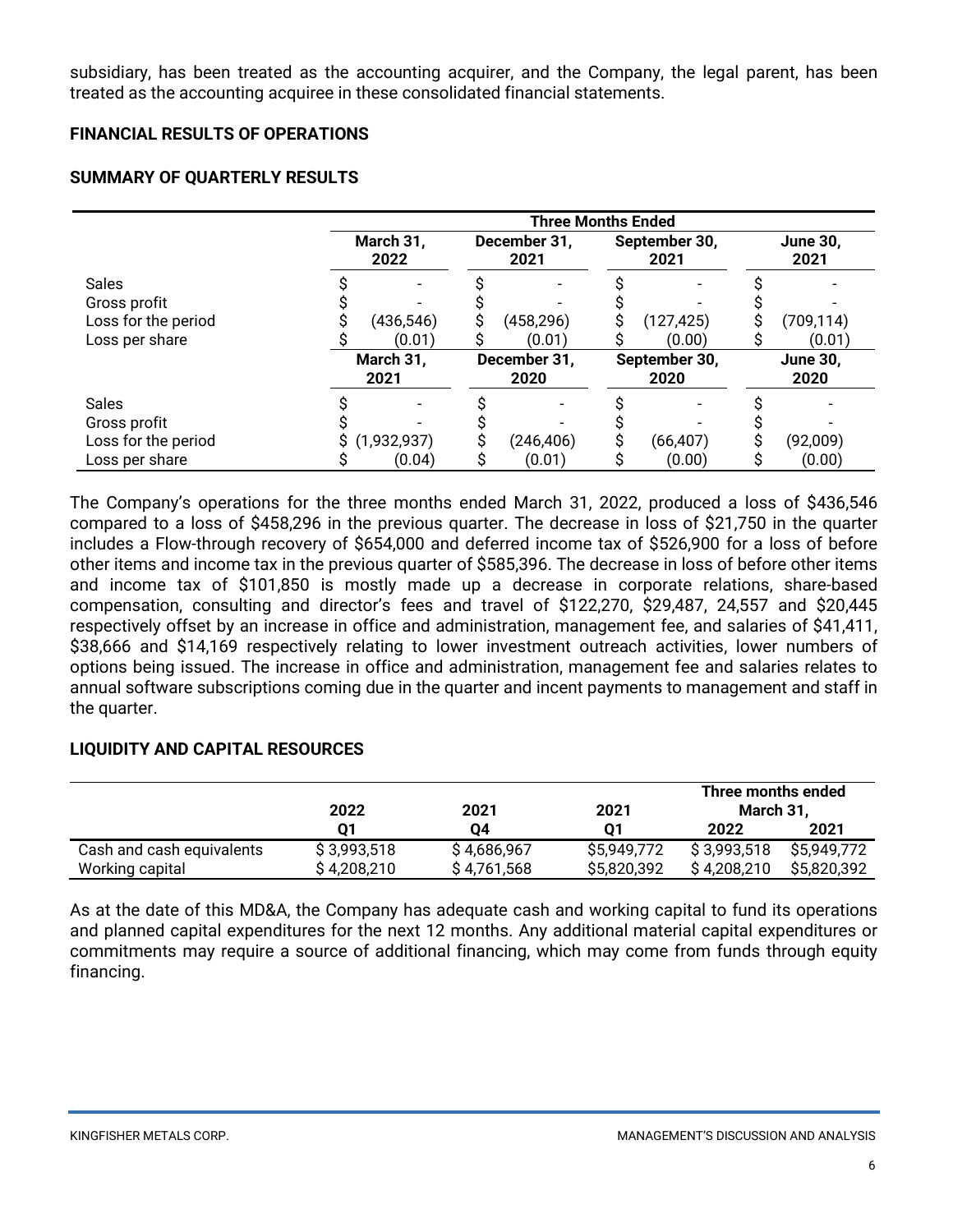subsidiary, has been treated as the accounting acquirer, and the Company, the legal parent, has been treated as the accounting acquiree in these consolidated financial statements.

## FINANCIAL RESULTS OF OPERATIONS

### SUMMARY OF QUARTERLY RESULTS

| | Three Months Ended | | | |
|---|---|---|---|---|
| | March 31, 2022 | December 31, 2021 | September 30, 2021 | June 30, 2021 |
| Sales | $ - | $ - | $ - | $ - |
| Gross profit | $ - | $ - | $ - | $ - |
| Loss for the period | $ (436,546) | $ (458,296) | $ (127,425) | $ (709,114) |
| Loss per share | $ (0.01) | $ (0.01) | $ (0.00) | $ (0.01) |
| | March 31, 2021 | December 31, 2020 | September 30, 2020 | June 30, 2020 |
| Sales | $ - | $ - | $ - | $ - |
| Gross profit | $ - | $ - | $ - | $ - |
| Loss for the period | $ (1,932,937) | $ (246,406) | $ (66,407) | $ (92,009) |
| Loss per share | $ (0.04) | $ (0.01) | $ (0.00) | $ (0.00) |

The Company's operations for the three months ended March 31, 2022, produced a loss of $436,546 compared to a loss of $458,296 in the previous quarter. The decrease in loss of $21,750 in the quarter includes a Flow-through recovery of $654,000 and deferred income tax of $526,900 for a loss of before other items and income tax in the previous quarter of $585,396. The decrease in loss of before other items and income tax of $101,850 is mostly made up a decrease in corporate relations, share-based compensation, consulting and director's fees and travel of $122,270, $29,487, 24,557 and $20,445 respectively offset by an increase in office and administration, management fee, and salaries of $41,411, $38,666 and $14,169 respectively relating to lower investment outreach activities, lower numbers of options being issued. The increase in office and administration, management fee and salaries relates to annual software subscriptions coming due in the quarter and incent payments to management and staff in the quarter.

## LIQUIDITY AND CAPITAL RESOURCES

| | 2022 | 2021 | 2021 | Three months ended March 31, | |
|---|---|---|---|---|---|
| | Q1 | Q4 | Q1 | 2022 | 2021 |
| Cash and cash equivalents | $ 3,993,518 | $ 4,686,967 | $5,949,772 | $ 3,993,518 | $5,949,772 |
| Working capital | $ 4,208,210 | $ 4,761,568 | $5,820,392 | $ 4,208,210 | $5,820,392 |

As at the date of this MD&A, the Company has adequate cash and working capital to fund its operations and planned capital expenditures for the next 12 months. Any additional material capital expenditures or commitments may require a source of additional financing, which may come from funds through equity financing.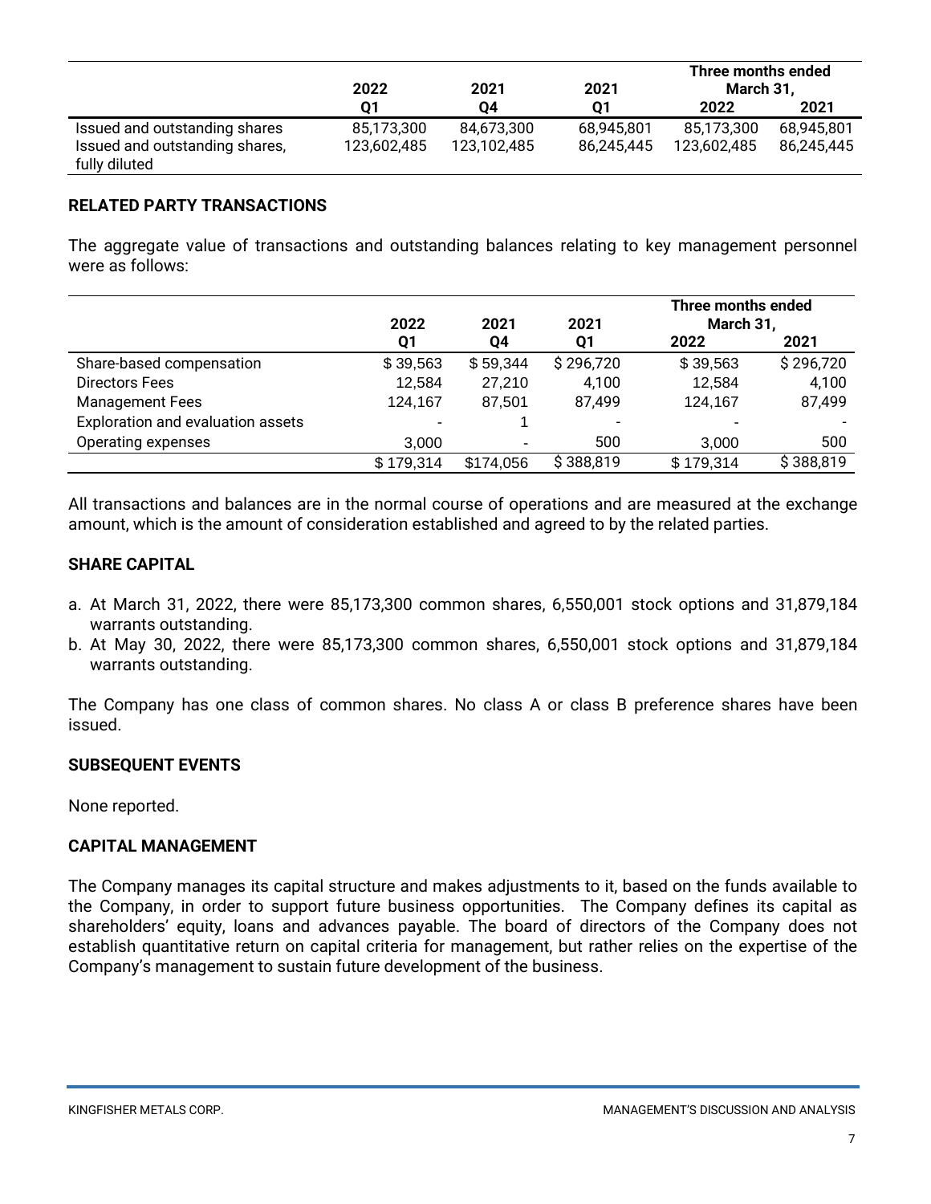| | 2022 | 2021 | 2021 | Three months ended March 31, | |
|---|---|---|---|---|---|
| | Q1 | Q4 | Q1 | 2022 | 2021 |
| Issued and outstanding shares | 85,173,300 | 84,673,300 | 68,945,801 | 85,173,300 | 68,945,801 |
| Issued and outstanding shares, fully diluted | 123,602,485 | 123,102,485 | 86,245,445 | 123,602,485 | 86,245,445 |

## RELATED PARTY TRANSACTIONS

The aggregate value of transactions and outstanding balances relating to key management personnel were as follows:

| | 2022 | 2021 | 2021 | Three months ended March 31, | |
|---|---|---|---|---|---|
| | Q1 | Q4 | Q1 | 2022 | 2021 |
| Share-based compensation | $ 39,563 | $ 59,344 | $ 296,720 | $ 39,563 | $ 296,720 |
| Directors Fees | 12,584 | 27,210 | 4,100 | 12,584 | 4,100 |
| Management Fees | 124,167 | 87,501 | 87,499 | 124,167 | 87,499 |
| Exploration and evaluation assets | - | 1 | - | - | - |
| Operating expenses | 3,000 | - | 500 | 3,000 | 500 |
| | $ 179,314 | $174,056 | $ 388,819 | $ 179,314 | $ 388,819 |

All transactions and balances are in the normal course of operations and are measured at the exchange amount, which is the amount of consideration established and agreed to by the related parties.

## SHARE CAPITAL

a. At March 31, 2022, there were 85,173,300 common shares, 6,550,001 stock options and 31,879,184 warrants outstanding.
b. At May 30, 2022, there were 85,173,300 common shares, 6,550,001 stock options and 31,879,184 warrants outstanding.

The Company has one class of common shares. No class A or class B preference shares have been issued.

## SUBSEQUENT EVENTS

None reported.

## CAPITAL MANAGEMENT

The Company manages its capital structure and makes adjustments to it, based on the funds available to the Company, in order to support future business opportunities. The Company defines its capital as shareholders' equity, loans and advances payable. The board of directors of the Company does not establish quantitative return on capital criteria for management, but rather relies on the expertise of the Company's management to sustain future development of the business.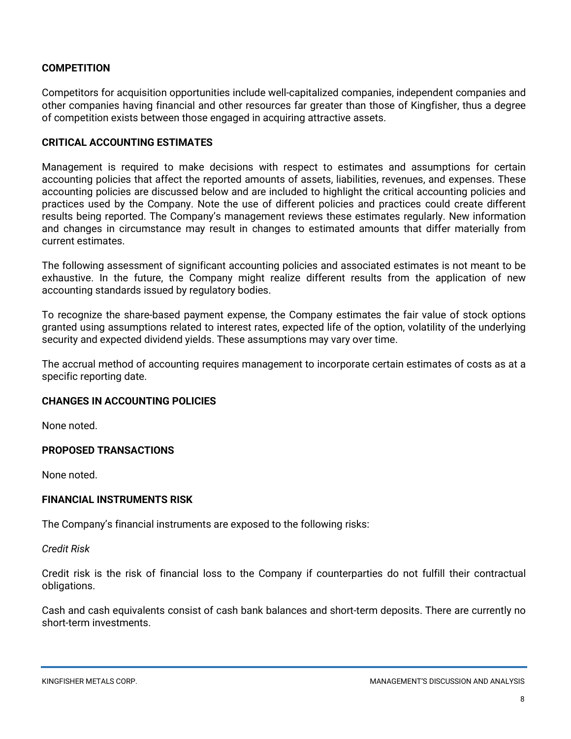## COMPETITION

Competitors for acquisition opportunities include well-capitalized companies, independent companies and other companies having financial and other resources far greater than those of Kingfisher, thus a degree of competition exists between those engaged in acquiring attractive assets.

## CRITICAL ACCOUNTING ESTIMATES

Management is required to make decisions with respect to estimates and assumptions for certain accounting policies that affect the reported amounts of assets, liabilities, revenues, and expenses. These accounting policies are discussed below and are included to highlight the critical accounting policies and practices used by the Company. Note the use of different policies and practices could create different results being reported. The Company's management reviews these estimates regularly. New information and changes in circumstance may result in changes to estimated amounts that differ materially from current estimates.

The following assessment of significant accounting policies and associated estimates is not meant to be exhaustive. In the future, the Company might realize different results from the application of new accounting standards issued by regulatory bodies.

To recognize the share-based payment expense, the Company estimates the fair value of stock options granted using assumptions related to interest rates, expected life of the option, volatility of the underlying security and expected dividend yields. These assumptions may vary over time.

The accrual method of accounting requires management to incorporate certain estimates of costs as at a specific reporting date.

## CHANGES IN ACCOUNTING POLICIES

None noted.

## PROPOSED TRANSACTIONS

None noted.

## FINANCIAL INSTRUMENTS RISK

The Company's financial instruments are exposed to the following risks:

*Credit Risk*

Credit risk is the risk of financial loss to the Company if counterparties do not fulfill their contractual obligations.

Cash and cash equivalents consist of cash bank balances and short-term deposits. There are currently no short-term investments.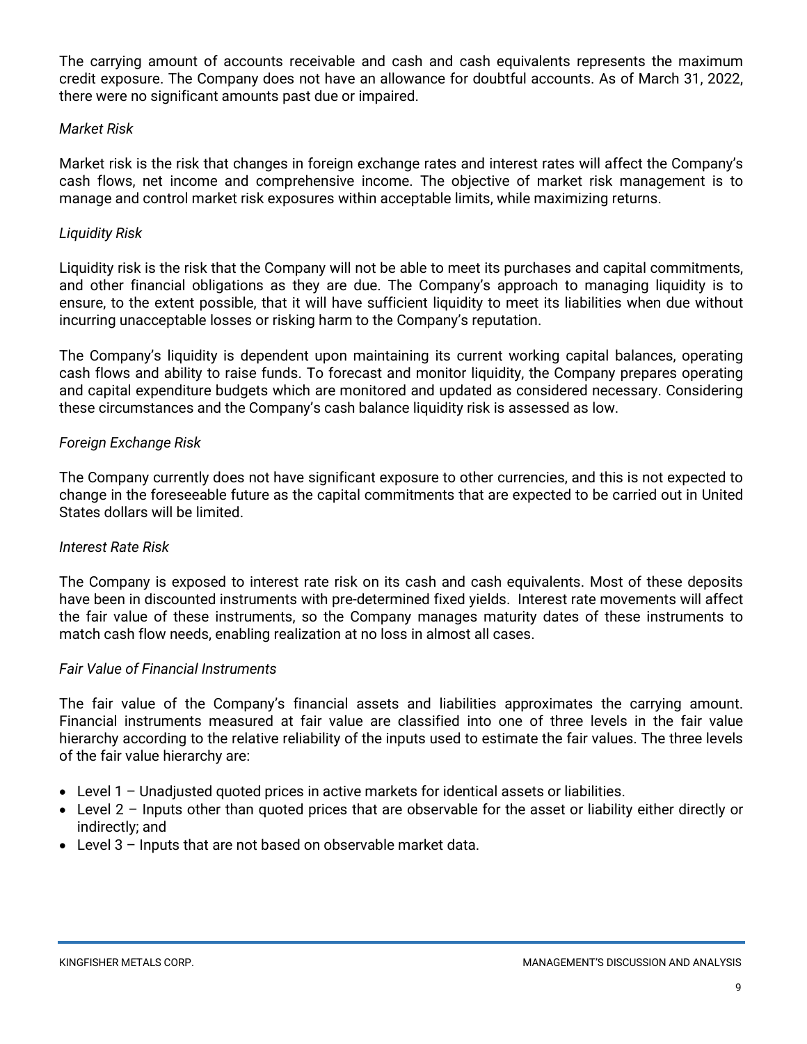The carrying amount of accounts receivable and cash and cash equivalents represents the maximum credit exposure. The Company does not have an allowance for doubtful accounts. As of March 31, 2022, there were no significant amounts past due or impaired.

*Market Risk*

Market risk is the risk that changes in foreign exchange rates and interest rates will affect the Company's cash flows, net income and comprehensive income. The objective of market risk management is to manage and control market risk exposures within acceptable limits, while maximizing returns.

*Liquidity Risk*

Liquidity risk is the risk that the Company will not be able to meet its purchases and capital commitments, and other financial obligations as they are due. The Company's approach to managing liquidity is to ensure, to the extent possible, that it will have sufficient liquidity to meet its liabilities when due without incurring unacceptable losses or risking harm to the Company's reputation.

The Company's liquidity is dependent upon maintaining its current working capital balances, operating cash flows and ability to raise funds. To forecast and monitor liquidity, the Company prepares operating and capital expenditure budgets which are monitored and updated as considered necessary. Considering these circumstances and the Company's cash balance liquidity risk is assessed as low.

*Foreign Exchange Risk*

The Company currently does not have significant exposure to other currencies, and this is not expected to change in the foreseeable future as the capital commitments that are expected to be carried out in United States dollars will be limited.

*Interest Rate Risk*

The Company is exposed to interest rate risk on its cash and cash equivalents. Most of these deposits have been in discounted instruments with pre-determined fixed yields. Interest rate movements will affect the fair value of these instruments, so the Company manages maturity dates of these instruments to match cash flow needs, enabling realization at no loss in almost all cases.

*Fair Value of Financial Instruments*

The fair value of the Company's financial assets and liabilities approximates the carrying amount. Financial instruments measured at fair value are classified into one of three levels in the fair value hierarchy according to the relative reliability of the inputs used to estimate the fair values. The three levels of the fair value hierarchy are:

- Level 1 – Unadjusted quoted prices in active markets for identical assets or liabilities.
- Level 2 – Inputs other than quoted prices that are observable for the asset or liability either directly or indirectly; and
- Level 3 – Inputs that are not based on observable market data.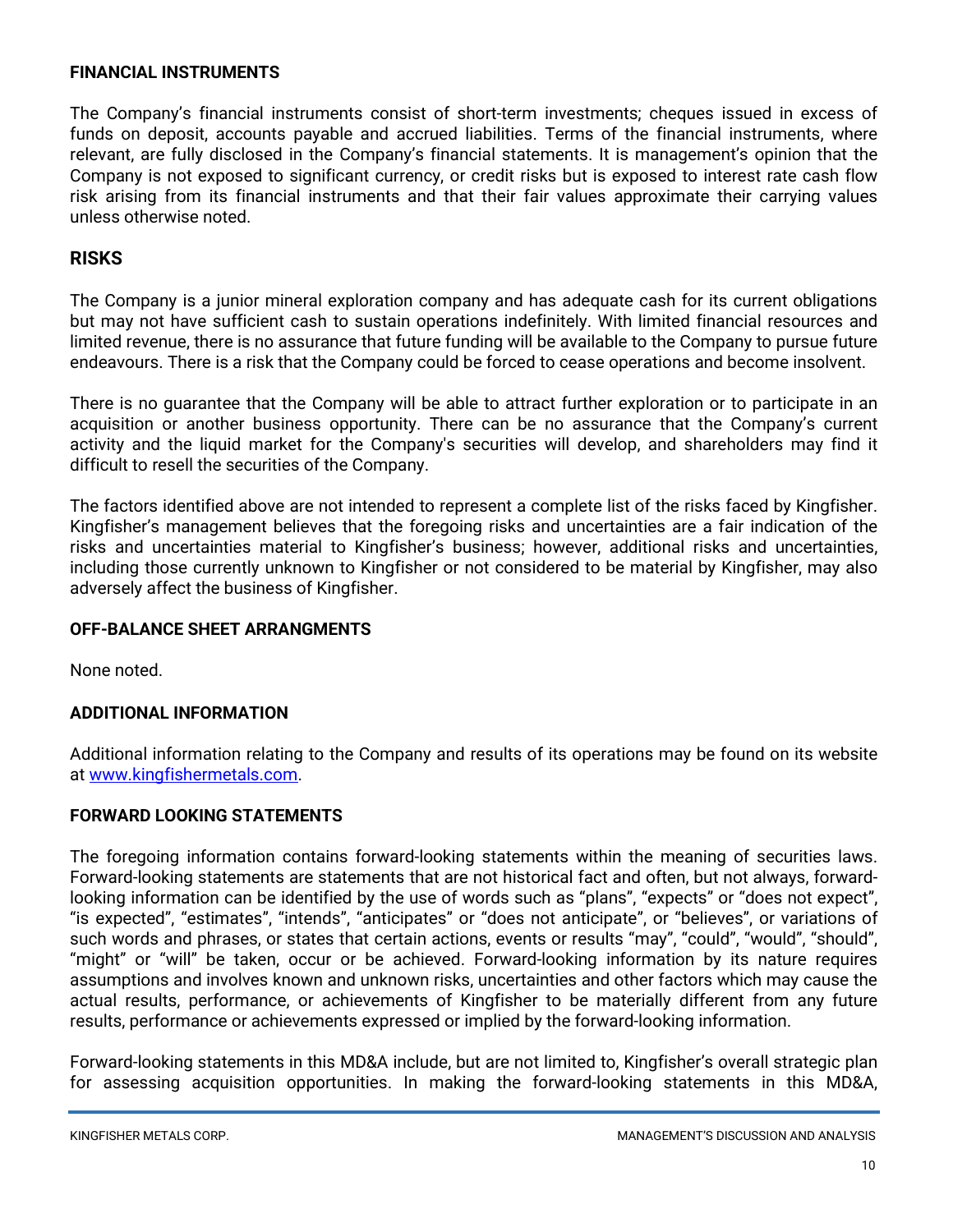## FINANCIAL INSTRUMENTS

The Company's financial instruments consist of short-term investments; cheques issued in excess of funds on deposit, accounts payable and accrued liabilities. Terms of the financial instruments, where relevant, are fully disclosed in the Company's financial statements. It is management's opinion that the Company is not exposed to significant currency, or credit risks but is exposed to interest rate cash flow risk arising from its financial instruments and that their fair values approximate their carrying values unless otherwise noted.

## RISKS

The Company is a junior mineral exploration company and has adequate cash for its current obligations but may not have sufficient cash to sustain operations indefinitely. With limited financial resources and limited revenue, there is no assurance that future funding will be available to the Company to pursue future endeavours. There is a risk that the Company could be forced to cease operations and become insolvent.

There is no guarantee that the Company will be able to attract further exploration or to participate in an acquisition or another business opportunity. There can be no assurance that the Company's current activity and the liquid market for the Company's securities will develop, and shareholders may find it difficult to resell the securities of the Company.

The factors identified above are not intended to represent a complete list of the risks faced by Kingfisher. Kingfisher's management believes that the foregoing risks and uncertainties are a fair indication of the risks and uncertainties material to Kingfisher's business; however, additional risks and uncertainties, including those currently unknown to Kingfisher or not considered to be material by Kingfisher, may also adversely affect the business of Kingfisher.

## OFF-BALANCE SHEET ARRANGMENTS

None noted.

## ADDITIONAL INFORMATION

Additional information relating to the Company and results of its operations may be found on its website at [www.kingfishermetals.com](http://www.kingfishermetals.com).

## FORWARD LOOKING STATEMENTS

The foregoing information contains forward-looking statements within the meaning of securities laws. Forward-looking statements are statements that are not historical fact and often, but not always, forward-looking information can be identified by the use of words such as "plans", "expects" or "does not expect", "is expected", "estimates", "intends", "anticipates" or "does not anticipate", or "believes", or variations of such words and phrases, or states that certain actions, events or results "may", "could", "would", "should", "might" or "will" be taken, occur or be achieved. Forward-looking information by its nature requires assumptions and involves known and unknown risks, uncertainties and other factors which may cause the actual results, performance, or achievements of Kingfisher to be materially different from any future results, performance or achievements expressed or implied by the forward-looking information.

Forward-looking statements in this MD&A include, but are not limited to, Kingfisher's overall strategic plan for assessing acquisition opportunities. In making the forward-looking statements in this MD&A,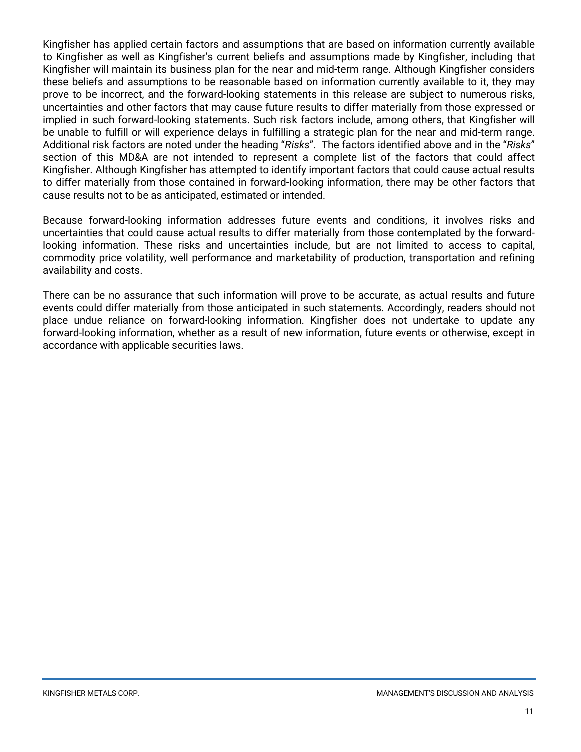Kingfisher has applied certain factors and assumptions that are based on information currently available to Kingfisher as well as Kingfisher's current beliefs and assumptions made by Kingfisher, including that Kingfisher will maintain its business plan for the near and mid-term range. Although Kingfisher considers these beliefs and assumptions to be reasonable based on information currently available to it, they may prove to be incorrect, and the forward-looking statements in this release are subject to numerous risks, uncertainties and other factors that may cause future results to differ materially from those expressed or implied in such forward-looking statements. Such risk factors include, among others, that Kingfisher will be unable to fulfill or will experience delays in fulfilling a strategic plan for the near and mid-term range. Additional risk factors are noted under the heading "*Risks*". The factors identified above and in the "*Risks*" section of this MD&A are not intended to represent a complete list of the factors that could affect Kingfisher. Although Kingfisher has attempted to identify important factors that could cause actual results to differ materially from those contained in forward-looking information, there may be other factors that cause results not to be as anticipated, estimated or intended.

Because forward-looking information addresses future events and conditions, it involves risks and uncertainties that could cause actual results to differ materially from those contemplated by the forward-looking information. These risks and uncertainties include, but are not limited to access to capital, commodity price volatility, well performance and marketability of production, transportation and refining availability and costs.

There can be no assurance that such information will prove to be accurate, as actual results and future events could differ materially from those anticipated in such statements. Accordingly, readers should not place undue reliance on forward-looking information. Kingfisher does not undertake to update any forward-looking information, whether as a result of new information, future events or otherwise, except in accordance with applicable securities laws.